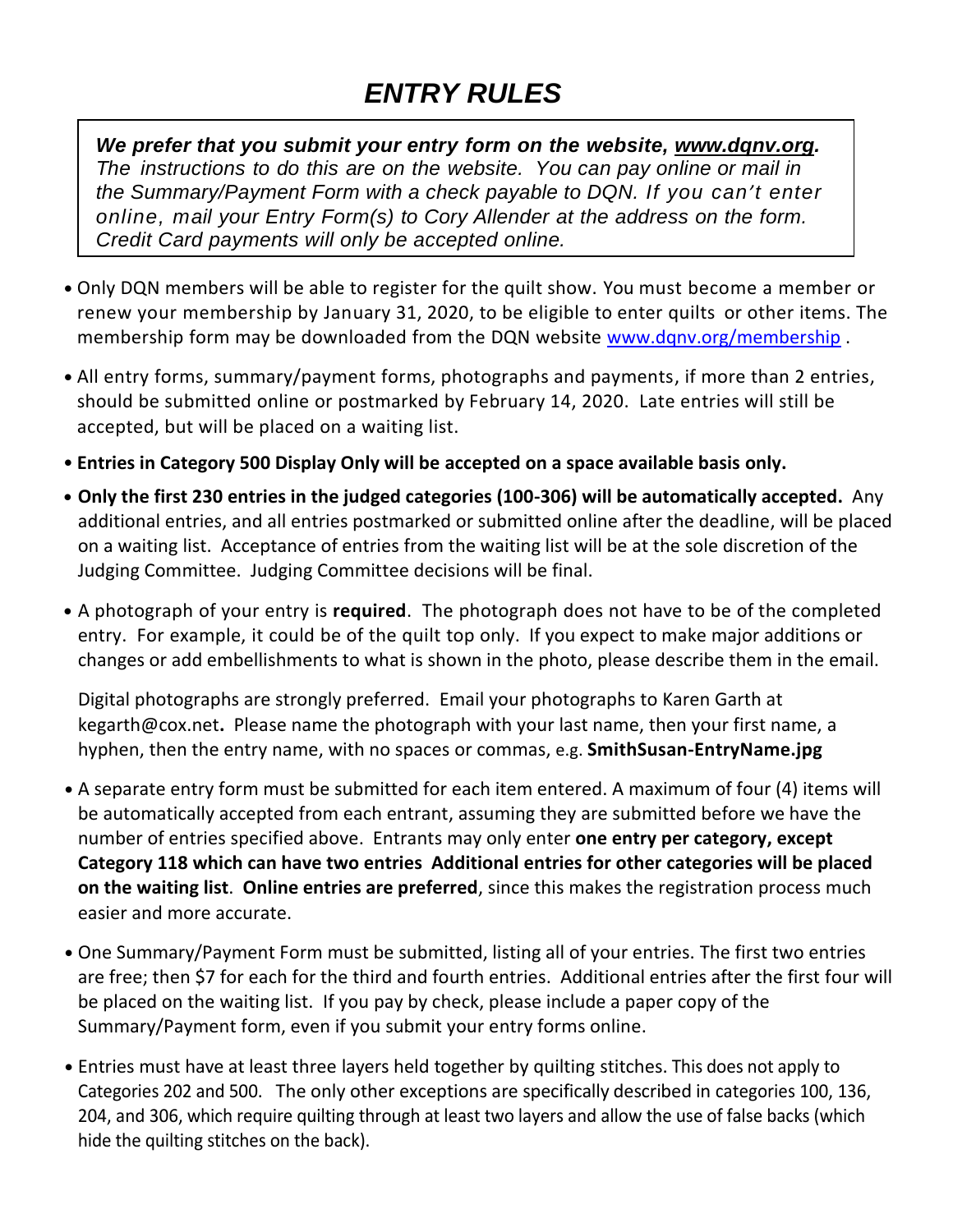# *ENTRY RULES*

***We prefer that you submit your entry form on the website, [www.dqnv.org](http://www.dqnv.org).*** *The instructions to do this are on the website. You can pay online or mail in the Summary/Payment Form with a check payable to DQN. If you can't enter online, mail your Entry Form(s) to Cory Allender at the address on the form. Credit Card payments will only be accepted online.*

- Only DQN members will be able to register for the quilt show. You must become a member or renew your membership by January 31, 2020, to be eligible to enter quilts or other items. The membership form may be downloaded from the DQN website [www.dqnv.org/membership](http://www.dqnv.org/membership) .
- All entry forms, summary/payment forms, photographs and payments, if more than 2 entries, should be submitted online or postmarked by February 14, 2020. Late entries will still be accepted, but will be placed on a waiting list.
- **Entries in Category 500 Display Only will be accepted on a space available basis only.**
- **Only the first 230 entries in the judged categories (100-306) will be automatically accepted.** Any additional entries, and all entries postmarked or submitted online after the deadline, will be placed on a waiting list. Acceptance of entries from the waiting list will be at the sole discretion of the Judging Committee. Judging Committee decisions will be final.
- A photograph of your entry is **required**. The photograph does not have to be of the completed entry. For example, it could be of the quilt top only. If you expect to make major additions or changes or add embellishments to what is shown in the photo, please describe them in the email.

  Digital photographs are strongly preferred. Email your photographs to Karen Garth at kegarth@cox.net**.** Please name the photograph with your last name, then your first name, a hyphen, then the entry name, with no spaces or commas, e.g. **SmithSusan-EntryName.jpg**
- A separate entry form must be submitted for each item entered. A maximum of four (4) items will be automatically accepted from each entrant, assuming they are submitted before we have the number of entries specified above. Entrants may only enter **one entry per category, except Category 118 which can have two entries Additional entries for other categories will be placed on the waiting list**. **Online entries are preferred**, since this makes the registration process much easier and more accurate.
- One Summary/Payment Form must be submitted, listing all of your entries. The first two entries are free; then $7 for each for the third and fourth entries. Additional entries after the first four will be placed on the waiting list. If you pay by check, please include a paper copy of the Summary/Payment form, even if you submit your entry forms online.
- Entries must have at least three layers held together by quilting stitches. This does not apply to Categories 202 and 500. The only other exceptions are specifically described in categories 100, 136, 204, and 306, which require quilting through at least two layers and allow the use of false backs (which hide the quilting stitches on the back).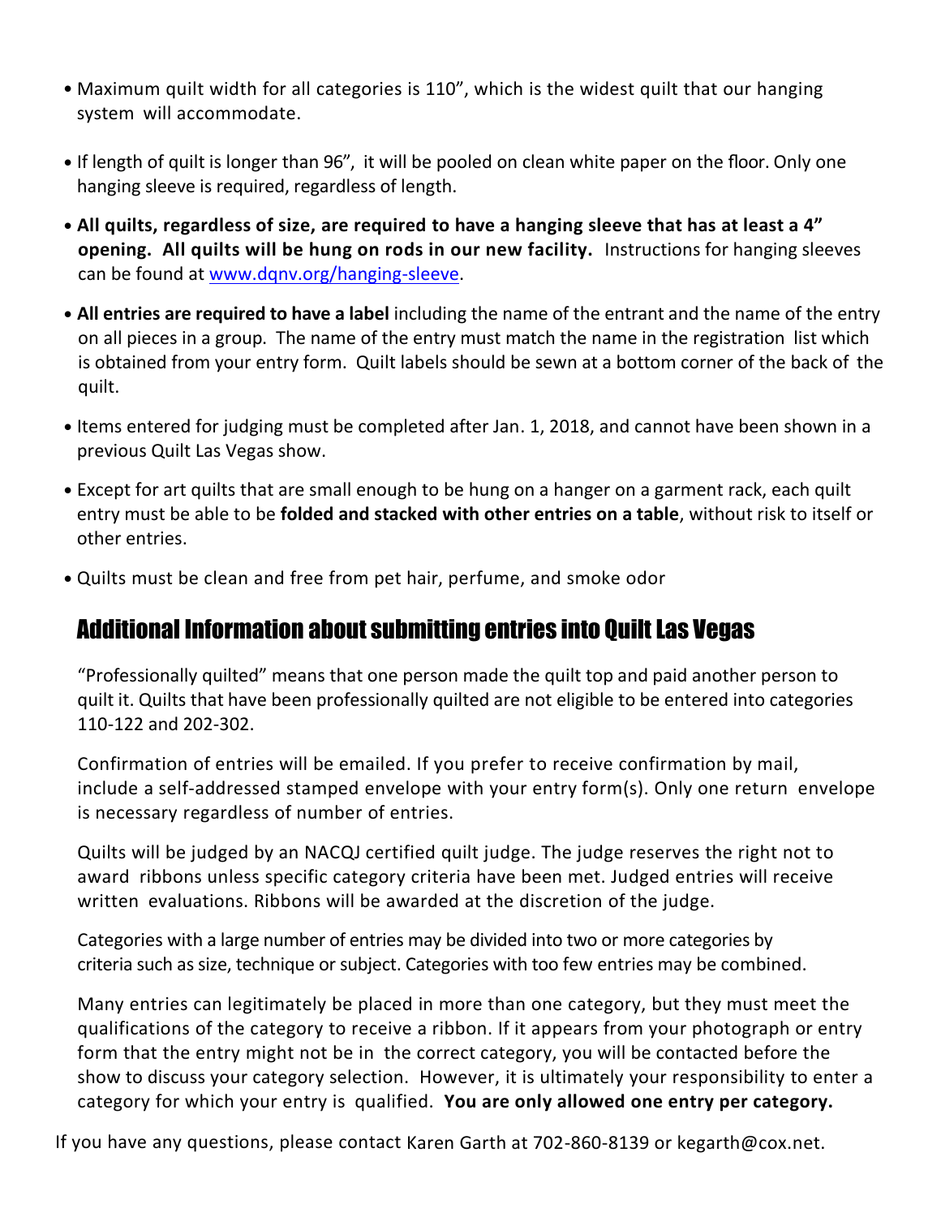- Maximum quilt width for all categories is 110", which is the widest quilt that our hanging system will accommodate.
- If length of quilt is longer than 96", it will be pooled on clean white paper on the floor. Only one hanging sleeve is required, regardless of length.
- **All quilts, regardless of size, are required to have a hanging sleeve that has at least a 4" opening. All quilts will be hung on rods in our new facility.** Instructions for hanging sleeves can be found at [www.dqnv.org/hanging-sleeve](www.dqnv.org/hanging-sleeve).
- **All entries are required to have a label** including the name of the entrant and the name of the entry on all pieces in a group. The name of the entry must match the name in the registration list which is obtained from your entry form. Quilt labels should be sewn at a bottom corner of the back of the quilt.
- Items entered for judging must be completed after Jan. 1, 2018, and cannot have been shown in a previous Quilt Las Vegas show.
- Except for art quilts that are small enough to be hung on a hanger on a garment rack, each quilt entry must be able to be **folded and stacked with other entries on a table**, without risk to itself or other entries.
- Quilts must be clean and free from pet hair, perfume, and smoke odor

## Additional Information about submitting entries into Quilt Las Vegas

"Professionally quilted" means that one person made the quilt top and paid another person to quilt it. Quilts that have been professionally quilted are not eligible to be entered into categories 110-122 and 202-302.

Confirmation of entries will be emailed. If you prefer to receive confirmation by mail, include a self-addressed stamped envelope with your entry form(s). Only one return envelope is necessary regardless of number of entries.

Quilts will be judged by an NACQJ certified quilt judge. The judge reserves the right not to award ribbons unless specific category criteria have been met. Judged entries will receive written evaluations. Ribbons will be awarded at the discretion of the judge.

Categories with a large number of entries may be divided into two or more categories by criteria such as size, technique or subject. Categories with too few entries may be combined.

Many entries can legitimately be placed in more than one category, but they must meet the qualifications of the category to receive a ribbon. If it appears from your photograph or entry form that the entry might not be in the correct category, you will be contacted before the show to discuss your category selection. However, it is ultimately your responsibility to enter a category for which your entry is qualified. **You are only allowed one entry per category.**

If you have any questions, please contact Karen Garth at 702-860-8139 or kegarth@cox.net.